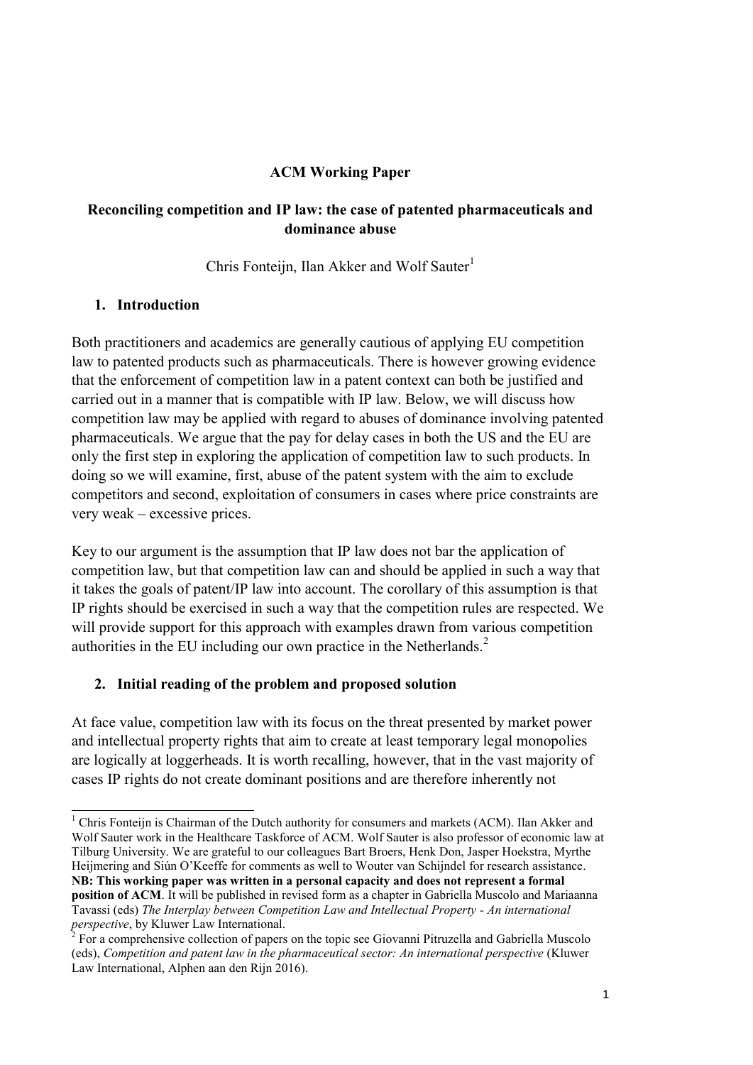**ACM Working Paper**

# Reconciling competition and IP law: the case of patented pharmaceuticals and dominance abuse

Chris Fonteijn, Ilan Akker and Wolf Sauter[1]

## 1. Introduction

Both practitioners and academics are generally cautious of applying EU competition law to patented products such as pharmaceuticals. There is however growing evidence that the enforcement of competition law in a patent context can both be justified and carried out in a manner that is compatible with IP law. Below, we will discuss how competition law may be applied with regard to abuses of dominance involving patented pharmaceuticals. We argue that the pay for delay cases in both the US and the EU are only the first step in exploring the application of competition law to such products. In doing so we will examine, first, abuse of the patent system with the aim to exclude competitors and second, exploitation of consumers in cases where price constraints are very weak – excessive prices.

Key to our argument is the assumption that IP law does not bar the application of competition law, but that competition law can and should be applied in such a way that it takes the goals of patent/IP law into account. The corollary of this assumption is that IP rights should be exercised in such a way that the competition rules are respected. We will provide support for this approach with examples drawn from various competition authorities in the EU including our own practice in the Netherlands.[2]

## 2. Initial reading of the problem and proposed solution

At face value, competition law with its focus on the threat presented by market power and intellectual property rights that aim to create at least temporary legal monopolies are logically at loggerheads. It is worth recalling, however, that in the vast majority of cases IP rights do not create dominant positions and are therefore inherently not

---

[1] Chris Fonteijn is Chairman of the Dutch authority for consumers and markets (ACM). Ilan Akker and Wolf Sauter work in the Healthcare Taskforce of ACM. Wolf Sauter is also professor of economic law at Tilburg University. We are grateful to our colleagues Bart Broers, Henk Don, Jasper Hoekstra, Myrthe Heijmering and Siún O'Keeffe for comments as well to Wouter van Schijndel for research assistance. **NB: This working paper was written in a personal capacity and does not represent a formal position of ACM**. It will be published in revised form as a chapter in Gabriella Muscolo and Mariaanna Tavassi (eds) *The Interplay between Competition Law and Intellectual Property - An international perspective*, by Kluwer Law International.

[2] For a comprehensive collection of papers on the topic see Giovanni Pitruzella and Gabriella Muscolo (eds), *Competition and patent law in the pharmaceutical sector: An international perspective* (Kluwer Law International, Alphen aan den Rijn 2016).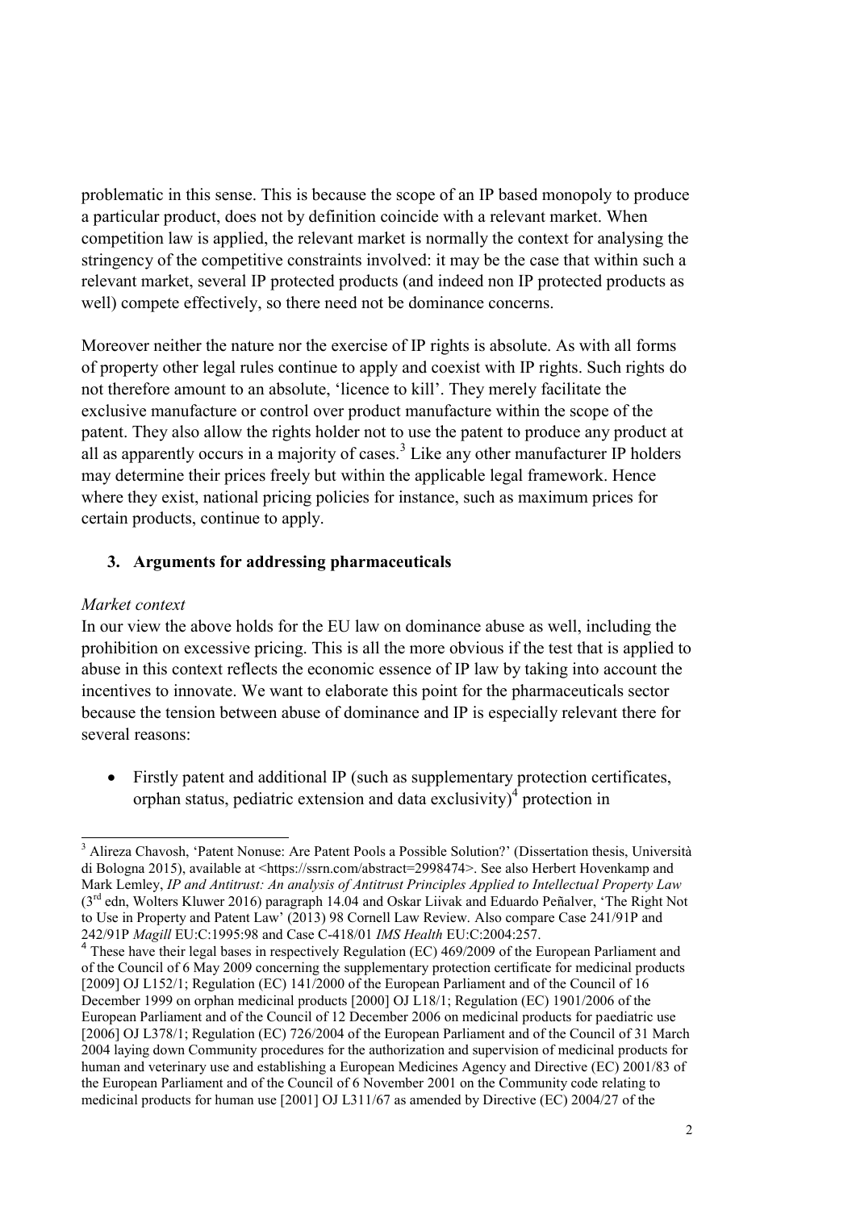problematic in this sense. This is because the scope of an IP based monopoly to produce a particular product, does not by definition coincide with a relevant market. When competition law is applied, the relevant market is normally the context for analysing the stringency of the competitive constraints involved: it may be the case that within such a relevant market, several IP protected products (and indeed non IP protected products as well) compete effectively, so there need not be dominance concerns.

Moreover neither the nature nor the exercise of IP rights is absolute. As with all forms of property other legal rules continue to apply and coexist with IP rights. Such rights do not therefore amount to an absolute, 'licence to kill'. They merely facilitate the exclusive manufacture or control over product manufacture within the scope of the patent. They also allow the rights holder not to use the patent to produce any product at all as apparently occurs in a majority of cases.[3] Like any other manufacturer IP holders may determine their prices freely but within the applicable legal framework. Hence where they exist, national pricing policies for instance, such as maximum prices for certain products, continue to apply.

### 3. Arguments for addressing pharmaceuticals

*Market context*

In our view the above holds for the EU law on dominance abuse as well, including the prohibition on excessive pricing. This is all the more obvious if the test that is applied to abuse in this context reflects the economic essence of IP law by taking into account the incentives to innovate. We want to elaborate this point for the pharmaceuticals sector because the tension between abuse of dominance and IP is especially relevant there for several reasons:

- Firstly patent and additional IP (such as supplementary protection certificates, orphan status, pediatric extension and data exclusivity)[4] protection in

---

[3] Alireza Chavosh, 'Patent Nonuse: Are Patent Pools a Possible Solution?' (Dissertation thesis, Università di Bologna 2015), available at <https://ssrn.com/abstract=2998474>. See also Herbert Hovenkamp and Mark Lemley, *IP and Antitrust: An analysis of Antitrust Principles Applied to Intellectual Property Law* (3rd edn, Wolters Kluwer 2016) paragraph 14.04 and Oskar Liivak and Eduardo Peñalver, 'The Right Not to Use in Property and Patent Law' (2013) 98 Cornell Law Review. Also compare Case 241/91P and 242/91P *Magill* EU:C:1995:98 and Case C-418/01 *IMS Health* EU:C:2004:257.

[4] These have their legal bases in respectively Regulation (EC) 469/2009 of the European Parliament and of the Council of 6 May 2009 concerning the supplementary protection certificate for medicinal products [2009] OJ L152/1; Regulation (EC) 141/2000 of the European Parliament and of the Council of 16 December 1999 on orphan medicinal products [2000] OJ L18/1; Regulation (EC) 1901/2006 of the European Parliament and of the Council of 12 December 2006 on medicinal products for paediatric use [2006] OJ L378/1; Regulation (EC) 726/2004 of the European Parliament and of the Council of 31 March 2004 laying down Community procedures for the authorization and supervision of medicinal products for human and veterinary use and establishing a European Medicines Agency and Directive (EC) 2001/83 of the European Parliament and of the Council of 6 November 2001 on the Community code relating to medicinal products for human use [2001] OJ L311/67 as amended by Directive (EC) 2004/27 of the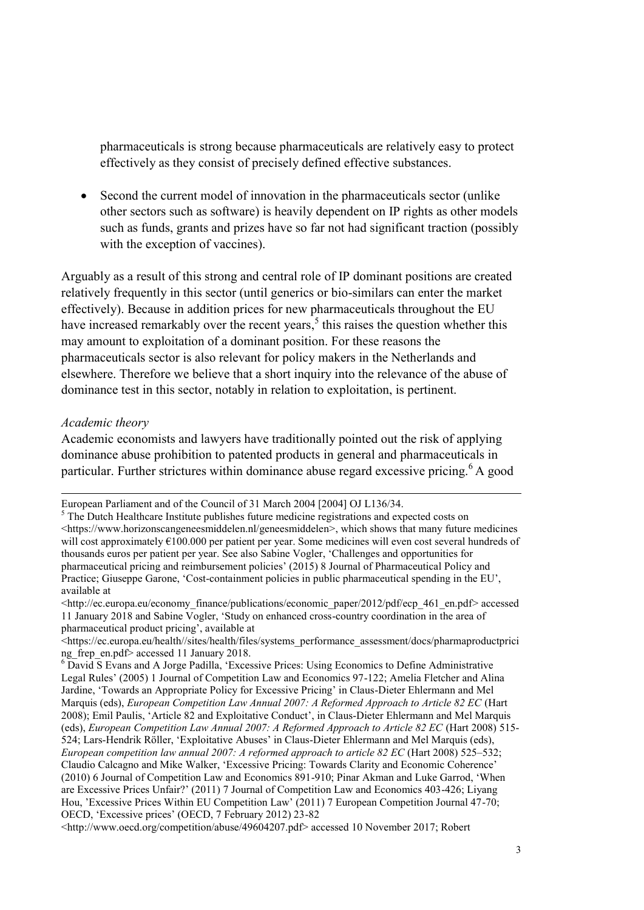pharmaceuticals is strong because pharmaceuticals are relatively easy to protect effectively as they consist of precisely defined effective substances.

- Second the current model of innovation in the pharmaceuticals sector (unlike other sectors such as software) is heavily dependent on IP rights as other models such as funds, grants and prizes have so far not had significant traction (possibly with the exception of vaccines).

Arguably as a result of this strong and central role of IP dominant positions are created relatively frequently in this sector (until generics or bio-similars can enter the market effectively). Because in addition prices for new pharmaceuticals throughout the EU have increased remarkably over the recent years,[5] this raises the question whether this may amount to exploitation of a dominant position. For these reasons the pharmaceuticals sector is also relevant for policy makers in the Netherlands and elsewhere. Therefore we believe that a short inquiry into the relevance of the abuse of dominance test in this sector, notably in relation to exploitation, is pertinent.

*Academic theory*

Academic economists and lawyers have traditionally pointed out the risk of applying dominance abuse prohibition to patented products in general and pharmaceuticals in particular. Further strictures within dominance abuse regard excessive pricing.[6] A good

---

European Parliament and of the Council of 31 March 2004 [2004] OJ L136/34.

[5] The Dutch Healthcare Institute publishes future medicine registrations and expected costs on <https://www.horizonscangeneesmiddelen.nl/geneesmiddelen>, which shows that many future medicines will cost approximately €100.000 per patient per year. Some medicines will even cost several hundreds of thousands euros per patient per year. See also Sabine Vogler, 'Challenges and opportunities for pharmaceutical pricing and reimbursement policies' (2015) 8 Journal of Pharmaceutical Policy and Practice; Giuseppe Garone, 'Cost-containment policies in public pharmaceutical spending in the EU', available at <http://ec.europa.eu/economy_finance/publications/economic_paper/2012/pdf/ecp_461_en.pdf> accessed 11 January 2018 and Sabine Vogler, 'Study on enhanced cross-country coordination in the area of pharmaceutical product pricing', available at <https://ec.europa.eu/health//sites/health/files/systems_performance_assessment/docs/pharmaproductpricing_frep_en.pdf> accessed 11 January 2018.

[6] David S Evans and A Jorge Padilla, 'Excessive Prices: Using Economics to Define Administrative Legal Rules' (2005) 1 Journal of Competition Law and Economics 97-122; Amelia Fletcher and Alina Jardine, 'Towards an Appropriate Policy for Excessive Pricing' in Claus-Dieter Ehlermann and Mel Marquis (eds), *European Competition Law Annual 2007: A Reformed Approach to Article 82 EC* (Hart 2008); Emil Paulis, 'Article 82 and Exploitative Conduct', in Claus-Dieter Ehlermann and Mel Marquis (eds), *European Competition Law Annual 2007: A Reformed Approach to Article 82 EC* (Hart 2008) 515-524; Lars-Hendrik Röller, 'Exploitative Abuses' in Claus-Dieter Ehlermann and Mel Marquis (eds), *European competition law annual 2007: A reformed approach to article 82 EC* (Hart 2008) 525–532; Claudio Calcagno and Mike Walker, 'Excessive Pricing: Towards Clarity and Economic Coherence' (2010) 6 Journal of Competition Law and Economics 891-910; Pinar Akman and Luke Garrod, 'When are Excessive Prices Unfair?' (2011) 7 Journal of Competition Law and Economics 403-426; Liyang Hou, 'Excessive Prices Within EU Competition Law' (2011) 7 European Competition Journal 47-70; OECD, 'Excessive prices' (OECD, 7 February 2012) 23-82 <http://www.oecd.org/competition/abuse/49604207.pdf> accessed 10 November 2017; Robert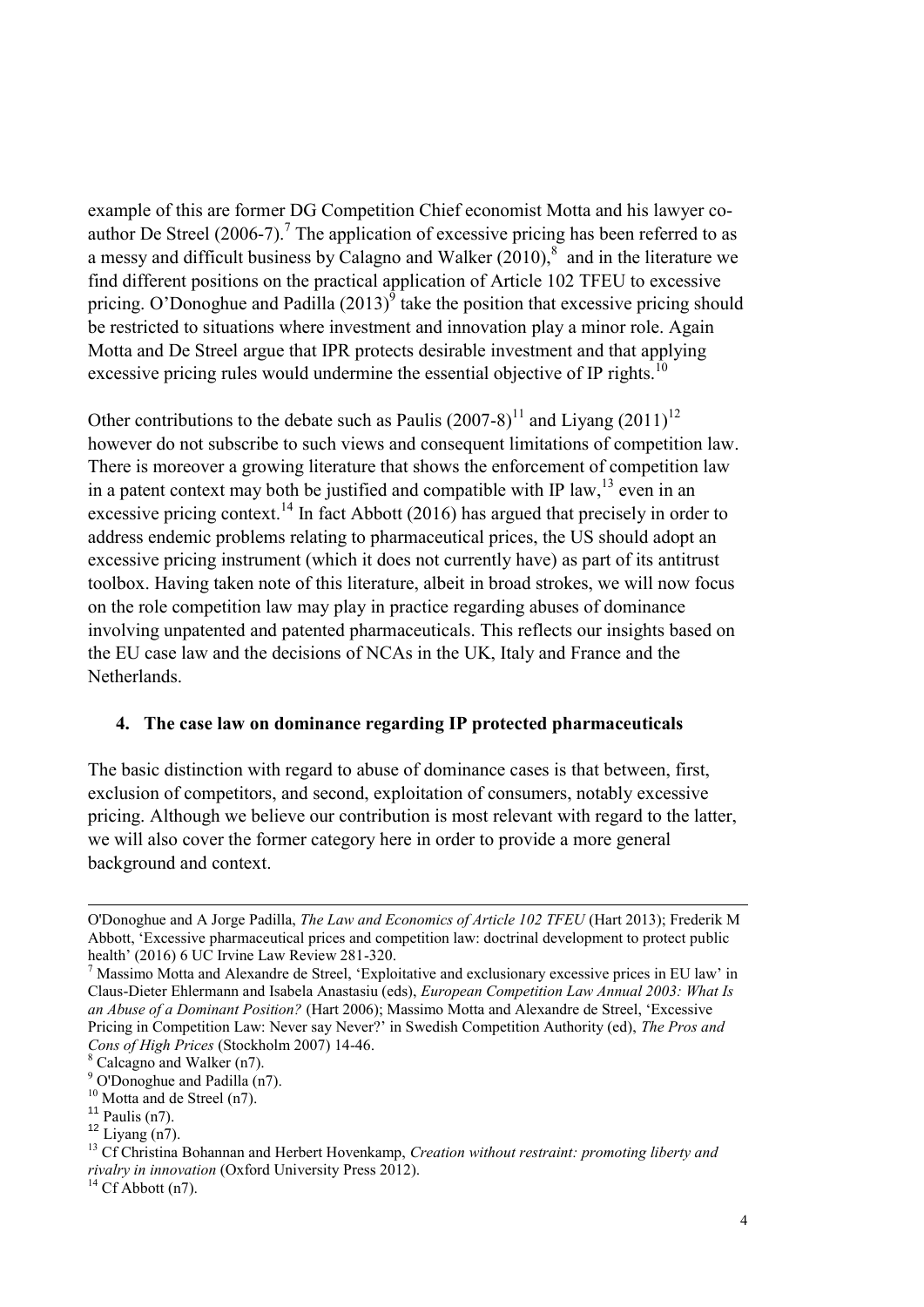example of this are former DG Competition Chief economist Motta and his lawyer co-author De Streel (2006-7).[7] The application of excessive pricing has been referred to as a messy and difficult business by Calagno and Walker (2010),[8] and in the literature we find different positions on the practical application of Article 102 TFEU to excessive pricing. O'Donoghue and Padilla (2013)[9] take the position that excessive pricing should be restricted to situations where investment and innovation play a minor role. Again Motta and De Streel argue that IPR protects desirable investment and that applying excessive pricing rules would undermine the essential objective of IP rights.[10]

Other contributions to the debate such as Paulis (2007-8)[11] and Liyang (2011)[12] however do not subscribe to such views and consequent limitations of competition law. There is moreover a growing literature that shows the enforcement of competition law in a patent context may both be justified and compatible with IP law,[13] even in an excessive pricing context.[14] In fact Abbott (2016) has argued that precisely in order to address endemic problems relating to pharmaceutical prices, the US should adopt an excessive pricing instrument (which it does not currently have) as part of its antitrust toolbox. Having taken note of this literature, albeit in broad strokes, we will now focus on the role competition law may play in practice regarding abuses of dominance involving unpatented and patented pharmaceuticals. This reflects our insights based on the EU case law and the decisions of NCAs in the UK, Italy and France and the Netherlands.

## 4. The case law on dominance regarding IP protected pharmaceuticals

The basic distinction with regard to abuse of dominance cases is that between, first, exclusion of competitors, and second, exploitation of consumers, notably excessive pricing. Although we believe our contribution is most relevant with regard to the latter, we will also cover the former category here in order to provide a more general background and context.

---

O'Donoghue and A Jorge Padilla, *The Law and Economics of Article 102 TFEU* (Hart 2013); Frederik M Abbott, 'Excessive pharmaceutical prices and competition law: doctrinal development to protect public health' (2016) 6 UC Irvine Law Review 281-320.

[7] Massimo Motta and Alexandre de Streel, 'Exploitative and exclusionary excessive prices in EU law' in Claus-Dieter Ehlermann and Isabela Anastasiu (eds), *European Competition Law Annual 2003: What Is an Abuse of a Dominant Position?* (Hart 2006); Massimo Motta and Alexandre de Streel, 'Excessive Pricing in Competition Law: Never say Never?' in Swedish Competition Authority (ed), *The Pros and Cons of High Prices* (Stockholm 2007) 14-46.

[8] Calcagno and Walker (n7).

[9] O'Donoghue and Padilla (n7).

[10] Motta and de Streel (n7).

[11] Paulis (n7).

[12] Liyang (n7).

[13] Cf Christina Bohannan and Herbert Hovenkamp, *Creation without restraint: promoting liberty and rivalry in innovation* (Oxford University Press 2012).

[14] Cf Abbott (n7).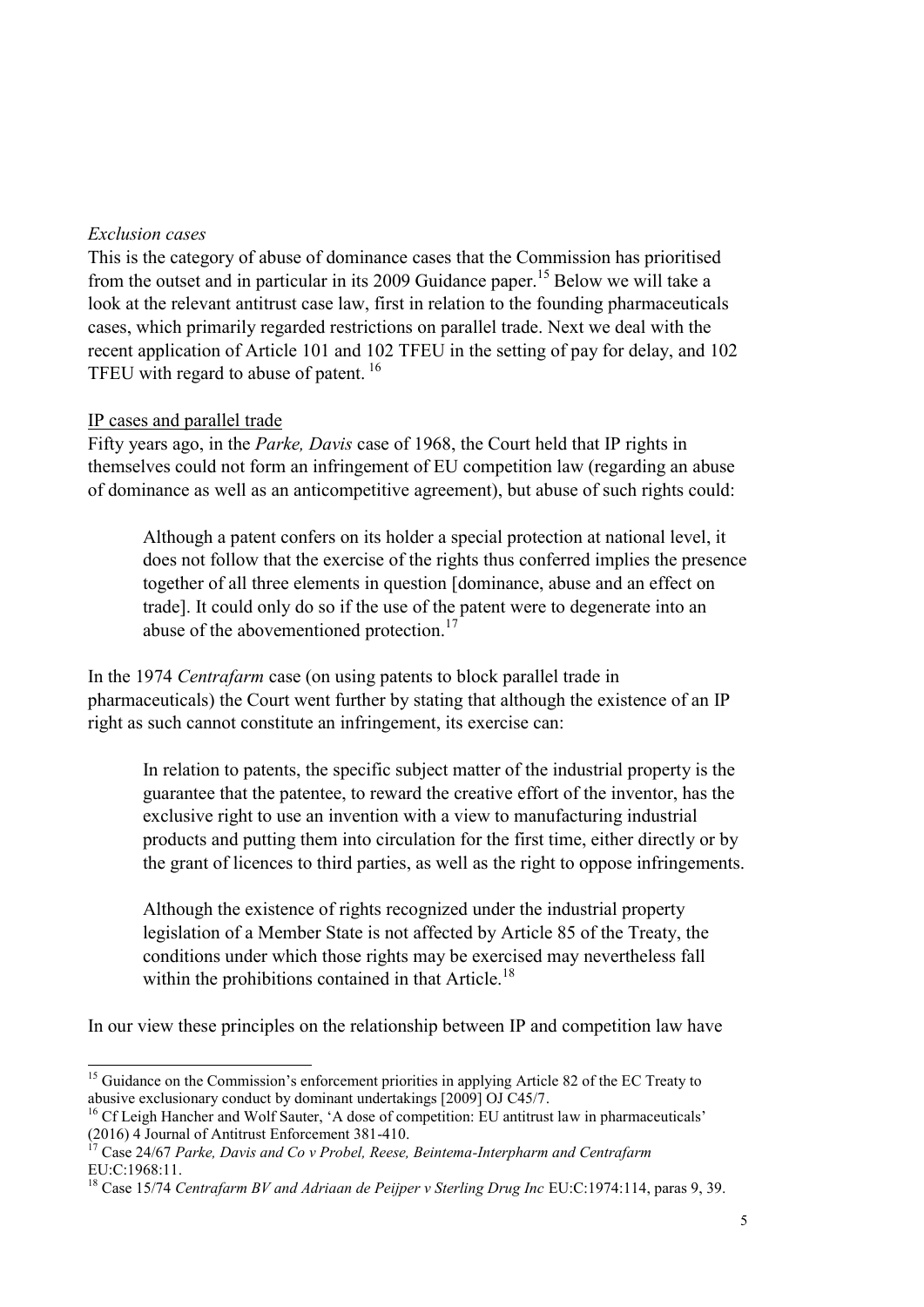*Exclusion cases*

This is the category of abuse of dominance cases that the Commission has prioritised from the outset and in particular in its 2009 Guidance paper.[15] Below we will take a look at the relevant antitrust case law, first in relation to the founding pharmaceuticals cases, which primarily regarded restrictions on parallel trade. Next we deal with the recent application of Article 101 and 102 TFEU in the setting of pay for delay, and 102 TFEU with regard to abuse of patent. [16]

<u>IP cases and parallel trade</u>

Fifty years ago, in the *Parke, Davis* case of 1968, the Court held that IP rights in themselves could not form an infringement of EU competition law (regarding an abuse of dominance as well as an anticompetitive agreement), but abuse of such rights could:

> Although a patent confers on its holder a special protection at national level, it does not follow that the exercise of the rights thus conferred implies the presence together of all three elements in question [dominance, abuse and an effect on trade]. It could only do so if the use of the patent were to degenerate into an abuse of the abovementioned protection.[17]

In the 1974 *Centrafarm* case (on using patents to block parallel trade in pharmaceuticals) the Court went further by stating that although the existence of an IP right as such cannot constitute an infringement, its exercise can:

> In relation to patents, the specific subject matter of the industrial property is the guarantee that the patentee, to reward the creative effort of the inventor, has the exclusive right to use an invention with a view to manufacturing industrial products and putting them into circulation for the first time, either directly or by the grant of licences to third parties, as well as the right to oppose infringements.
>
> Although the existence of rights recognized under the industrial property legislation of a Member State is not affected by Article 85 of the Treaty, the conditions under which those rights may be exercised may nevertheless fall within the prohibitions contained in that Article.[18]

In our view these principles on the relationship between IP and competition law have

---

[15] Guidance on the Commission's enforcement priorities in applying Article 82 of the EC Treaty to abusive exclusionary conduct by dominant undertakings [2009] OJ C45/7.

[16] Cf Leigh Hancher and Wolf Sauter, 'A dose of competition: EU antitrust law in pharmaceuticals' (2016) 4 Journal of Antitrust Enforcement 381-410.

[17] Case 24/67 *Parke, Davis and Co v Probel, Reese, Beintema-Interpharm and Centrafarm* EU:C:1968:11.

[18] Case 15/74 *Centrafarm BV and Adriaan de Peijper v Sterling Drug Inc* EU:C:1974:114, paras 9, 39.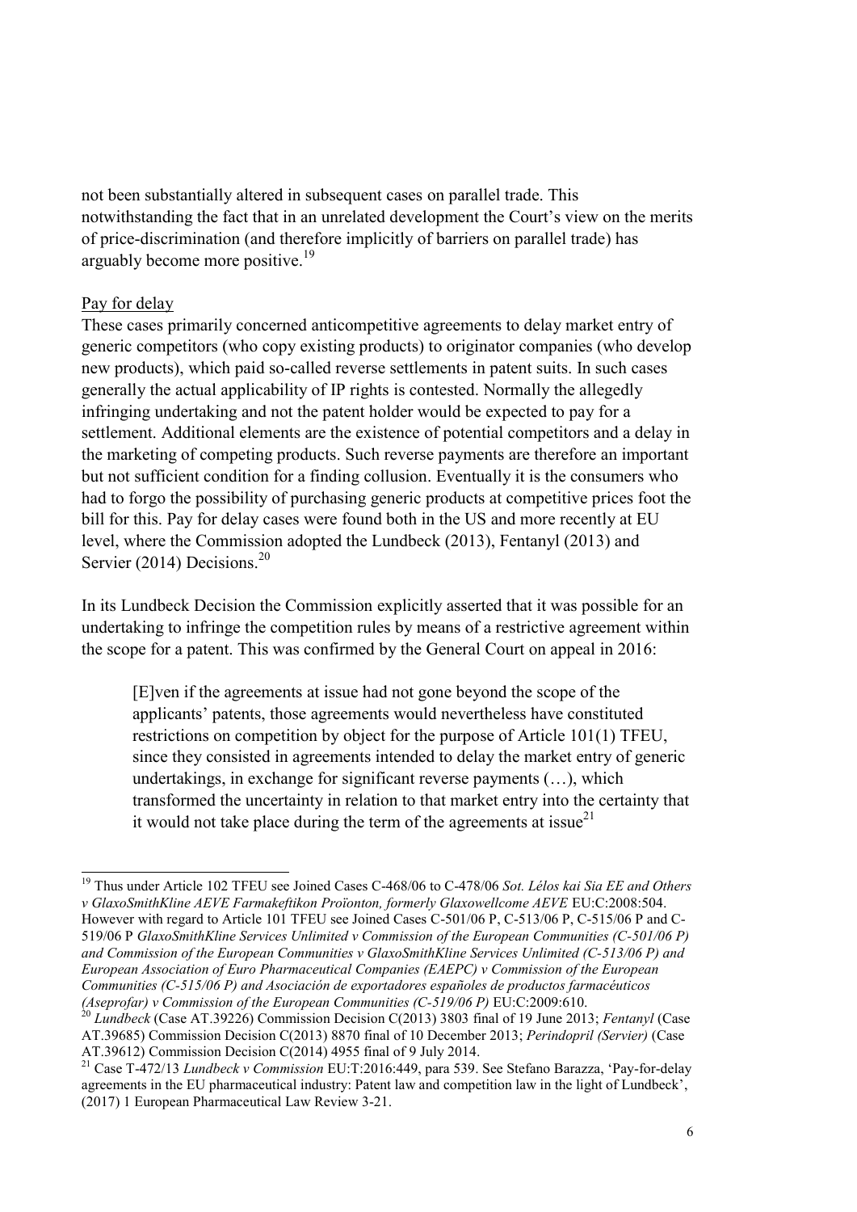not been substantially altered in subsequent cases on parallel trade. This notwithstanding the fact that in an unrelated development the Court's view on the merits of price-discrimination (and therefore implicitly of barriers on parallel trade) has arguably become more positive.[19]

Pay for delay

These cases primarily concerned anticompetitive agreements to delay market entry of generic competitors (who copy existing products) to originator companies (who develop new products), which paid so-called reverse settlements in patent suits. In such cases generally the actual applicability of IP rights is contested. Normally the allegedly infringing undertaking and not the patent holder would be expected to pay for a settlement. Additional elements are the existence of potential competitors and a delay in the marketing of competing products. Such reverse payments are therefore an important but not sufficient condition for a finding collusion. Eventually it is the consumers who had to forgo the possibility of purchasing generic products at competitive prices foot the bill for this. Pay for delay cases were found both in the US and more recently at EU level, where the Commission adopted the Lundbeck (2013), Fentanyl (2013) and Servier (2014) Decisions.[20]

In its Lundbeck Decision the Commission explicitly asserted that it was possible for an undertaking to infringe the competition rules by means of a restrictive agreement within the scope for a patent. This was confirmed by the General Court on appeal in 2016:

> [E]ven if the agreements at issue had not gone beyond the scope of the applicants' patents, those agreements would nevertheless have constituted restrictions on competition by object for the purpose of Article 101(1) TFEU, since they consisted in agreements intended to delay the market entry of generic undertakings, in exchange for significant reverse payments (…), which transformed the uncertainty in relation to that market entry into the certainty that it would not take place during the term of the agreements at issue[21]

---

[19] Thus under Article 102 TFEU see Joined Cases C-468/06 to C-478/06 *Sot. Lélos kai Sia EE and Others v GlaxoSmithKline AEVE Farmakeftikon Proïonton, formerly Glaxowellcome AEVE* EU:C:2008:504. However with regard to Article 101 TFEU see Joined Cases C-501/06 P, C-513/06 P, C-515/06 P and C-519/06 P *GlaxoSmithKline Services Unlimited v Commission of the European Communities (C-501/06 P) and Commission of the European Communities v GlaxoSmithKline Services Unlimited (C-513/06 P) and European Association of Euro Pharmaceutical Companies (EAEPC) v Commission of the European Communities (C-515/06 P) and Asociación de exportadores españoles de productos farmacéuticos (Aseprofar) v Commission of the European Communities (C-519/06 P)* EU:C:2009:610.

[20] *Lundbeck* (Case AT.39226) Commission Decision C(2013) 3803 final of 19 June 2013; *Fentanyl* (Case AT.39685) Commission Decision C(2013) 8870 final of 10 December 2013; *Perindopril (Servier)* (Case AT.39612) Commission Decision C(2014) 4955 final of 9 July 2014.

[21] Case T-472/13 *Lundbeck v Commission* EU:T:2016:449, para 539. See Stefano Barazza, 'Pay-for-delay agreements in the EU pharmaceutical industry: Patent law and competition law in the light of Lundbeck', (2017) 1 European Pharmaceutical Law Review 3-21.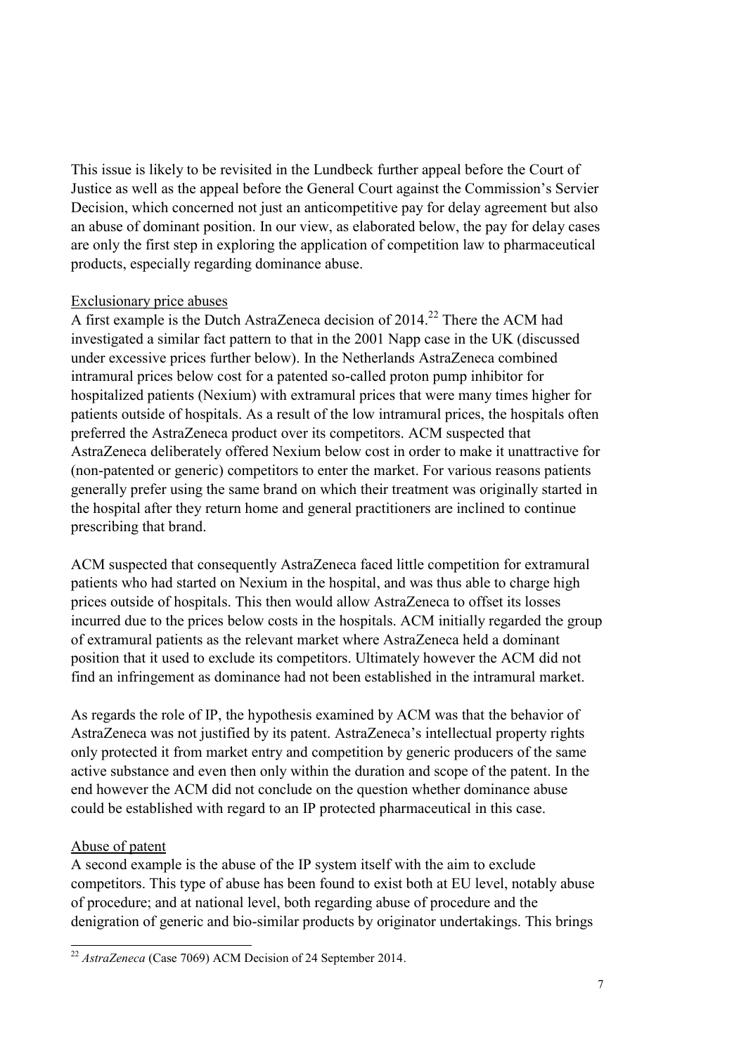This issue is likely to be revisited in the Lundbeck further appeal before the Court of Justice as well as the appeal before the General Court against the Commission's Servier Decision, which concerned not just an anticompetitive pay for delay agreement but also an abuse of dominant position. In our view, as elaborated below, the pay for delay cases are only the first step in exploring the application of competition law to pharmaceutical products, especially regarding dominance abuse.

Exclusionary price abuses

A first example is the Dutch AstraZeneca decision of 2014.[22] There the ACM had investigated a similar fact pattern to that in the 2001 Napp case in the UK (discussed under excessive prices further below). In the Netherlands AstraZeneca combined intramural prices below cost for a patented so-called proton pump inhibitor for hospitalized patients (Nexium) with extramural prices that were many times higher for patients outside of hospitals. As a result of the low intramural prices, the hospitals often preferred the AstraZeneca product over its competitors. ACM suspected that AstraZeneca deliberately offered Nexium below cost in order to make it unattractive for (non-patented or generic) competitors to enter the market. For various reasons patients generally prefer using the same brand on which their treatment was originally started in the hospital after they return home and general practitioners are inclined to continue prescribing that brand.

ACM suspected that consequently AstraZeneca faced little competition for extramural patients who had started on Nexium in the hospital, and was thus able to charge high prices outside of hospitals. This then would allow AstraZeneca to offset its losses incurred due to the prices below costs in the hospitals. ACM initially regarded the group of extramural patients as the relevant market where AstraZeneca held a dominant position that it used to exclude its competitors. Ultimately however the ACM did not find an infringement as dominance had not been established in the intramural market.

As regards the role of IP, the hypothesis examined by ACM was that the behavior of AstraZeneca was not justified by its patent. AstraZeneca's intellectual property rights only protected it from market entry and competition by generic producers of the same active substance and even then only within the duration and scope of the patent. In the end however the ACM did not conclude on the question whether dominance abuse could be established with regard to an IP protected pharmaceutical in this case.

Abuse of patent

A second example is the abuse of the IP system itself with the aim to exclude competitors. This type of abuse has been found to exist both at EU level, notably abuse of procedure; and at national level, both regarding abuse of procedure and the denigration of generic and bio-similar products by originator undertakings. This brings

[22] *AstraZeneca* (Case 7069) ACM Decision of 24 September 2014.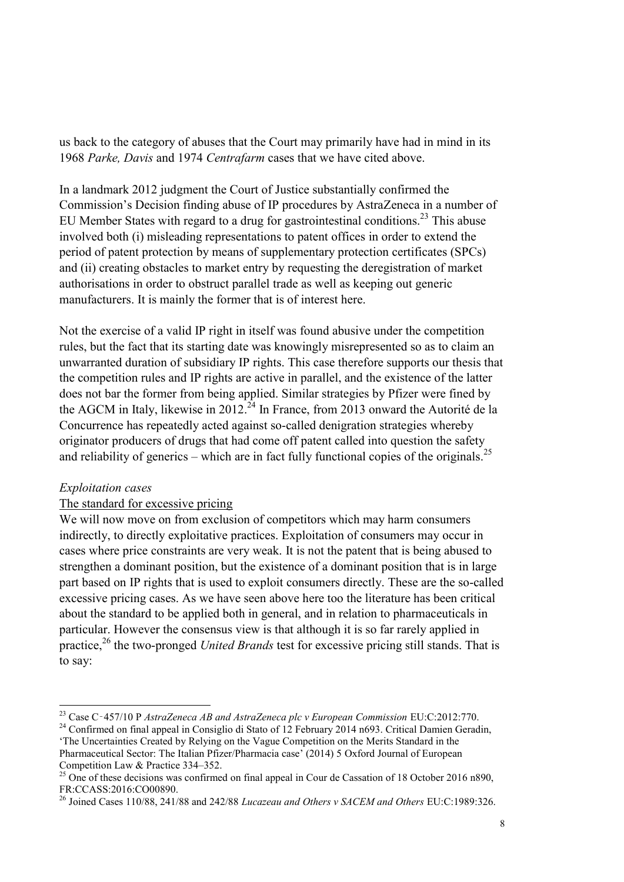us back to the category of abuses that the Court may primarily have had in mind in its 1968 *Parke, Davis* and 1974 *Centrafarm* cases that we have cited above.

In a landmark 2012 judgment the Court of Justice substantially confirmed the Commission's Decision finding abuse of IP procedures by AstraZeneca in a number of EU Member States with regard to a drug for gastrointestinal conditions.[23] This abuse involved both (i) misleading representations to patent offices in order to extend the period of patent protection by means of supplementary protection certificates (SPCs) and (ii) creating obstacles to market entry by requesting the deregistration of market authorisations in order to obstruct parallel trade as well as keeping out generic manufacturers. It is mainly the former that is of interest here.

Not the exercise of a valid IP right in itself was found abusive under the competition rules, but the fact that its starting date was knowingly misrepresented so as to claim an unwarranted duration of subsidiary IP rights. This case therefore supports our thesis that the competition rules and IP rights are active in parallel, and the existence of the latter does not bar the former from being applied. Similar strategies by Pfizer were fined by the AGCM in Italy, likewise in 2012.[24] In France, from 2013 onward the Autorité de la Concurrence has repeatedly acted against so-called denigration strategies whereby originator producers of drugs that had come off patent called into question the safety and reliability of generics – which are in fact fully functional copies of the originals.[25]

*Exploitation cases*

<u>The standard for excessive pricing</u>

We will now move on from exclusion of competitors which may harm consumers indirectly, to directly exploitative practices. Exploitation of consumers may occur in cases where price constraints are very weak. It is not the patent that is being abused to strengthen a dominant position, but the existence of a dominant position that is in large part based on IP rights that is used to exploit consumers directly. These are the so-called excessive pricing cases. As we have seen above here too the literature has been critical about the standard to be applied both in general, and in relation to pharmaceuticals in particular. However the consensus view is that although it is so far rarely applied in practice,[26] the two-pronged *United Brands* test for excessive pricing still stands. That is to say:

---

[23] Case C‑457/10 P *AstraZeneca AB and AstraZeneca plc v European Commission* EU:C:2012:770.

[24] Confirmed on final appeal in Consiglio di Stato of 12 February 2014 n693. Critical Damien Geradin, 'The Uncertainties Created by Relying on the Vague Competition on the Merits Standard in the Pharmaceutical Sector: The Italian Pfizer/Pharmacia case' (2014) 5 Oxford Journal of European Competition Law & Practice 334–352.

[25] One of these decisions was confirmed on final appeal in Cour de Cassation of 18 October 2016 n890, FR:CCASS:2016:CO00890.

[26] Joined Cases 110/88, 241/88 and 242/88 *Lucazeau and Others v SACEM and Others* EU:C:1989:326.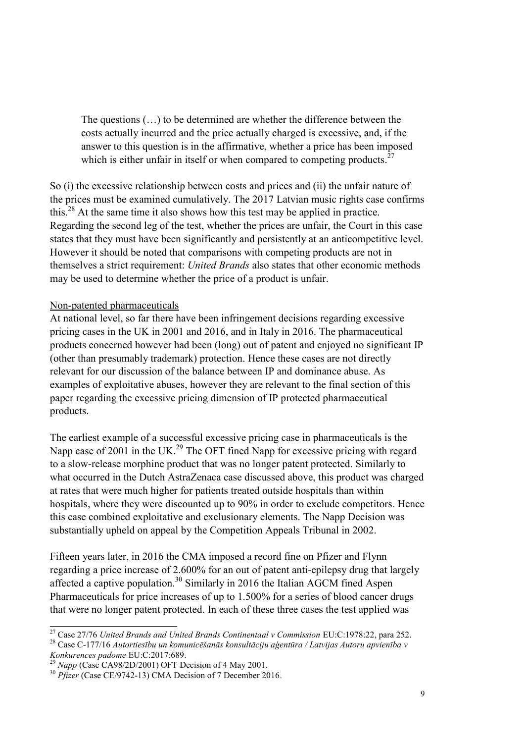> The questions (…) to be determined are whether the difference between the costs actually incurred and the price actually charged is excessive, and, if the answer to this question is in the affirmative, whether a price has been imposed which is either unfair in itself or when compared to competing products.[27]

So (i) the excessive relationship between costs and prices and (ii) the unfair nature of the prices must be examined cumulatively. The 2017 Latvian music rights case confirms this.[28] At the same time it also shows how this test may be applied in practice. Regarding the second leg of the test, whether the prices are unfair, the Court in this case states that they must have been significantly and persistently at an anticompetitive level. However it should be noted that comparisons with competing products are not in themselves a strict requirement: *United Brands* also states that other economic methods may be used to determine whether the price of a product is unfair.

<u>Non-patented pharmaceuticals</u>

At national level, so far there have been infringement decisions regarding excessive pricing cases in the UK in 2001 and 2016, and in Italy in 2016. The pharmaceutical products concerned however had been (long) out of patent and enjoyed no significant IP (other than presumably trademark) protection. Hence these cases are not directly relevant for our discussion of the balance between IP and dominance abuse. As examples of exploitative abuses, however they are relevant to the final section of this paper regarding the excessive pricing dimension of IP protected pharmaceutical products.

The earliest example of a successful excessive pricing case in pharmaceuticals is the Napp case of 2001 in the UK.[29] The OFT fined Napp for excessive pricing with regard to a slow-release morphine product that was no longer patent protected. Similarly to what occurred in the Dutch AstraZenaca case discussed above, this product was charged at rates that were much higher for patients treated outside hospitals than within hospitals, where they were discounted up to 90% in order to exclude competitors. Hence this case combined exploitative and exclusionary elements. The Napp Decision was substantially upheld on appeal by the Competition Appeals Tribunal in 2002.

Fifteen years later, in 2016 the CMA imposed a record fine on Pfizer and Flynn regarding a price increase of 2.600% for an out of patent anti-epilepsy drug that largely affected a captive population.[30] Similarly in 2016 the Italian AGCM fined Aspen Pharmaceuticals for price increases of up to 1.500% for a series of blood cancer drugs that were no longer patent protected. In each of these three cases the test applied was

---

[27] Case 27/76 *United Brands and United Brands Continentaal v Commission* EU:C:1978:22, para 252.

[28] Case C-177/16 *Autortiesību un komunicēšanās konsultāciju aģentūra / Latvijas Autoru apvienība v Konkurences padome* EU:C:2017:689.

[29] *Napp* (Case CA98/2D/2001) OFT Decision of 4 May 2001.

[30] *Pfizer* (Case CE/9742-13) CMA Decision of 7 December 2016.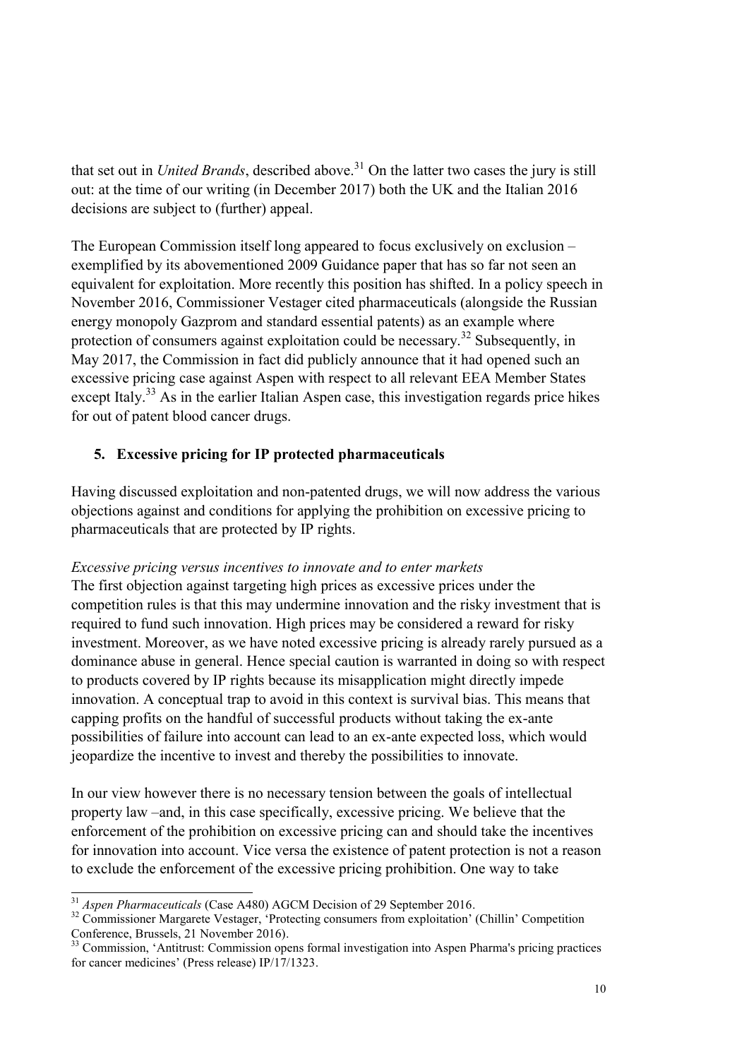that set out in *United Brands*, described above.[31] On the latter two cases the jury is still out: at the time of our writing (in December 2017) both the UK and the Italian 2016 decisions are subject to (further) appeal.

The European Commission itself long appeared to focus exclusively on exclusion – exemplified by its abovementioned 2009 Guidance paper that has so far not seen an equivalent for exploitation. More recently this position has shifted. In a policy speech in November 2016, Commissioner Vestager cited pharmaceuticals (alongside the Russian energy monopoly Gazprom and standard essential patents) as an example where protection of consumers against exploitation could be necessary.[32] Subsequently, in May 2017, the Commission in fact did publicly announce that it had opened such an excessive pricing case against Aspen with respect to all relevant EEA Member States except Italy.[33] As in the earlier Italian Aspen case, this investigation regards price hikes for out of patent blood cancer drugs.

## 5. Excessive pricing for IP protected pharmaceuticals

Having discussed exploitation and non-patented drugs, we will now address the various objections against and conditions for applying the prohibition on excessive pricing to pharmaceuticals that are protected by IP rights.

*Excessive pricing versus incentives to innovate and to enter markets*

The first objection against targeting high prices as excessive prices under the competition rules is that this may undermine innovation and the risky investment that is required to fund such innovation. High prices may be considered a reward for risky investment. Moreover, as we have noted excessive pricing is already rarely pursued as a dominance abuse in general. Hence special caution is warranted in doing so with respect to products covered by IP rights because its misapplication might directly impede innovation. A conceptual trap to avoid in this context is survival bias. This means that capping profits on the handful of successful products without taking the ex-ante possibilities of failure into account can lead to an ex-ante expected loss, which would jeopardize the incentive to invest and thereby the possibilities to innovate.

In our view however there is no necessary tension between the goals of intellectual property law –and, in this case specifically, excessive pricing. We believe that the enforcement of the prohibition on excessive pricing can and should take the incentives for innovation into account. Vice versa the existence of patent protection is not a reason to exclude the enforcement of the excessive pricing prohibition. One way to take

---

[31] *Aspen Pharmaceuticals* (Case A480) AGCM Decision of 29 September 2016.

[32] Commissioner Margarete Vestager, 'Protecting consumers from exploitation' (Chillin' Competition Conference, Brussels, 21 November 2016).

[33] Commission, 'Antitrust: Commission opens formal investigation into Aspen Pharma's pricing practices for cancer medicines' (Press release) IP/17/1323.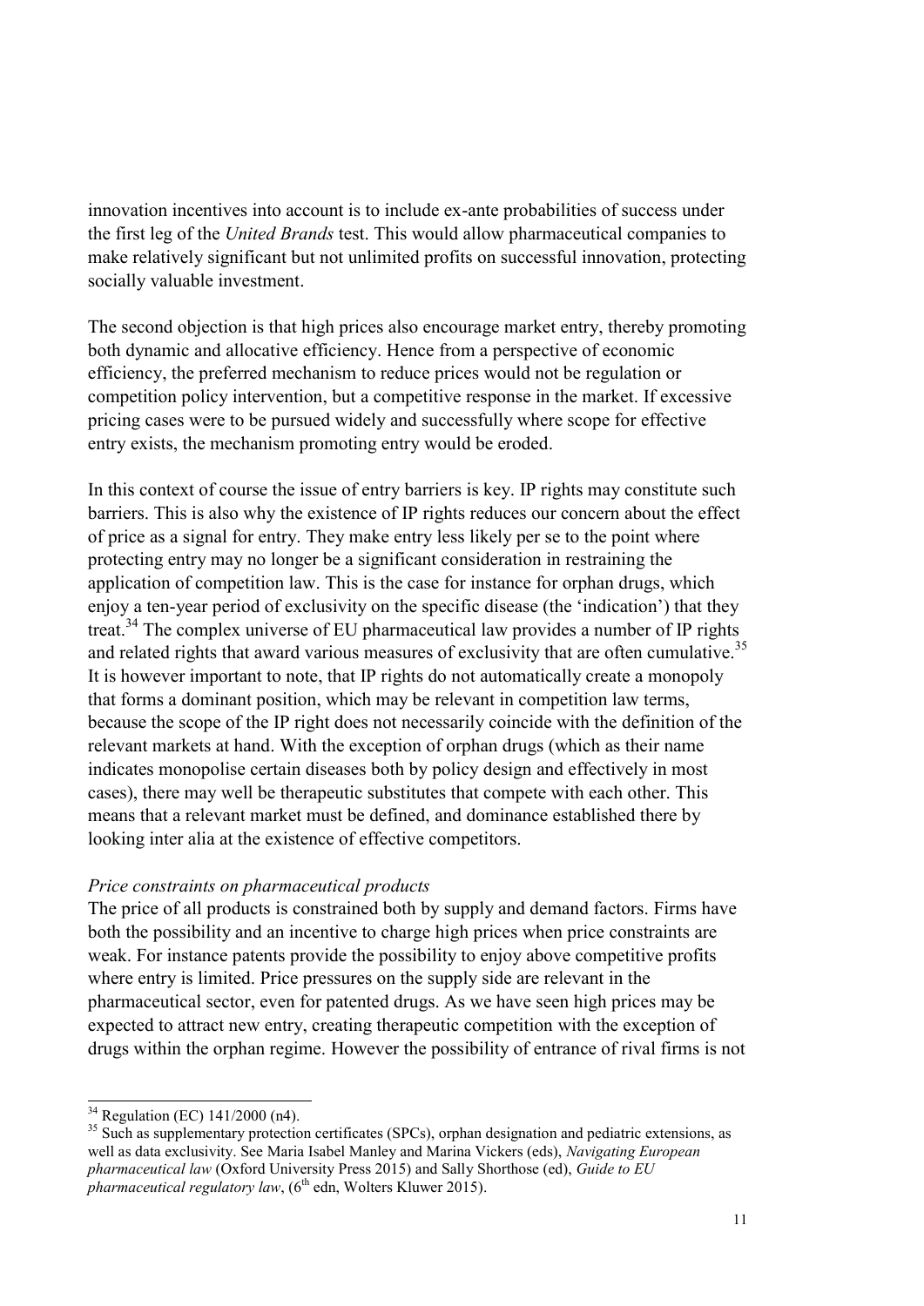innovation incentives into account is to include ex-ante probabilities of success under the first leg of the *United Brands* test. This would allow pharmaceutical companies to make relatively significant but not unlimited profits on successful innovation, protecting socially valuable investment.

The second objection is that high prices also encourage market entry, thereby promoting both dynamic and allocative efficiency. Hence from a perspective of economic efficiency, the preferred mechanism to reduce prices would not be regulation or competition policy intervention, but a competitive response in the market. If excessive pricing cases were to be pursued widely and successfully where scope for effective entry exists, the mechanism promoting entry would be eroded.

In this context of course the issue of entry barriers is key. IP rights may constitute such barriers. This is also why the existence of IP rights reduces our concern about the effect of price as a signal for entry. They make entry less likely per se to the point where protecting entry may no longer be a significant consideration in restraining the application of competition law. This is the case for instance for orphan drugs, which enjoy a ten-year period of exclusivity on the specific disease (the 'indication') that they treat.[34] The complex universe of EU pharmaceutical law provides a number of IP rights and related rights that award various measures of exclusivity that are often cumulative.[35] It is however important to note, that IP rights do not automatically create a monopoly that forms a dominant position, which may be relevant in competition law terms, because the scope of the IP right does not necessarily coincide with the definition of the relevant markets at hand. With the exception of orphan drugs (which as their name indicates monopolise certain diseases both by policy design and effectively in most cases), there may well be therapeutic substitutes that compete with each other. This means that a relevant market must be defined, and dominance established there by looking inter alia at the existence of effective competitors.

*Price constraints on pharmaceutical products*

The price of all products is constrained both by supply and demand factors. Firms have both the possibility and an incentive to charge high prices when price constraints are weak. For instance patents provide the possibility to enjoy above competitive profits where entry is limited. Price pressures on the supply side are relevant in the pharmaceutical sector, even for patented drugs. As we have seen high prices may be expected to attract new entry, creating therapeutic competition with the exception of drugs within the orphan regime. However the possibility of entrance of rival firms is not

---

[34] Regulation (EC) 141/2000 (n4).

[35] Such as supplementary protection certificates (SPCs), orphan designation and pediatric extensions, as well as data exclusivity. See Maria Isabel Manley and Marina Vickers (eds), *Navigating European pharmaceutical law* (Oxford University Press 2015) and Sally Shorthose (ed), *Guide to EU pharmaceutical regulatory law*, (6th edn, Wolters Kluwer 2015).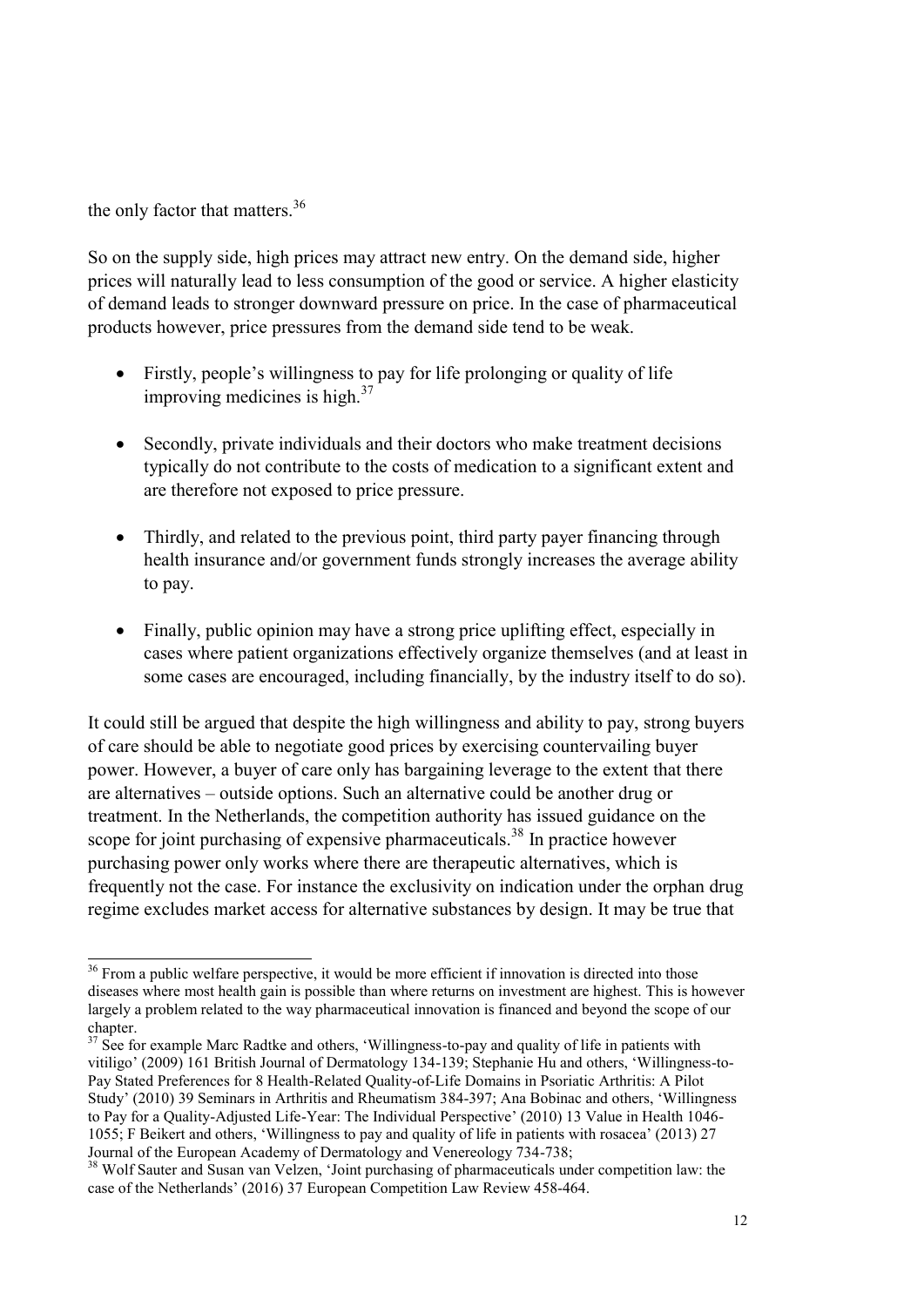the only factor that matters.[36]

So on the supply side, high prices may attract new entry. On the demand side, higher prices will naturally lead to less consumption of the good or service. A higher elasticity of demand leads to stronger downward pressure on price. In the case of pharmaceutical products however, price pressures from the demand side tend to be weak.

- Firstly, people's willingness to pay for life prolonging or quality of life improving medicines is high.[37]
- Secondly, private individuals and their doctors who make treatment decisions typically do not contribute to the costs of medication to a significant extent and are therefore not exposed to price pressure.
- Thirdly, and related to the previous point, third party payer financing through health insurance and/or government funds strongly increases the average ability to pay.
- Finally, public opinion may have a strong price uplifting effect, especially in cases where patient organizations effectively organize themselves (and at least in some cases are encouraged, including financially, by the industry itself to do so).

It could still be argued that despite the high willingness and ability to pay, strong buyers of care should be able to negotiate good prices by exercising countervailing buyer power. However, a buyer of care only has bargaining leverage to the extent that there are alternatives – outside options. Such an alternative could be another drug or treatment. In the Netherlands, the competition authority has issued guidance on the scope for joint purchasing of expensive pharmaceuticals.[38] In practice however purchasing power only works where there are therapeutic alternatives, which is frequently not the case. For instance the exclusivity on indication under the orphan drug regime excludes market access for alternative substances by design. It may be true that

---

[36] From a public welfare perspective, it would be more efficient if innovation is directed into those diseases where most health gain is possible than where returns on investment are highest. This is however largely a problem related to the way pharmaceutical innovation is financed and beyond the scope of our chapter.

[37] See for example Marc Radtke and others, 'Willingness-to-pay and quality of life in patients with vitiligo' (2009) 161 British Journal of Dermatology 134-139; Stephanie Hu and others, 'Willingness-to-Pay Stated Preferences for 8 Health-Related Quality-of-Life Domains in Psoriatic Arthritis: A Pilot Study' (2010) 39 Seminars in Arthritis and Rheumatism 384-397; Ana Bobinac and others, 'Willingness to Pay for a Quality-Adjusted Life-Year: The Individual Perspective' (2010) 13 Value in Health 1046-1055; F Beikert and others, 'Willingness to pay and quality of life in patients with rosacea' (2013) 27 Journal of the European Academy of Dermatology and Venereology 734-738;

[38] Wolf Sauter and Susan van Velzen, 'Joint purchasing of pharmaceuticals under competition law: the case of the Netherlands' (2016) 37 European Competition Law Review 458-464.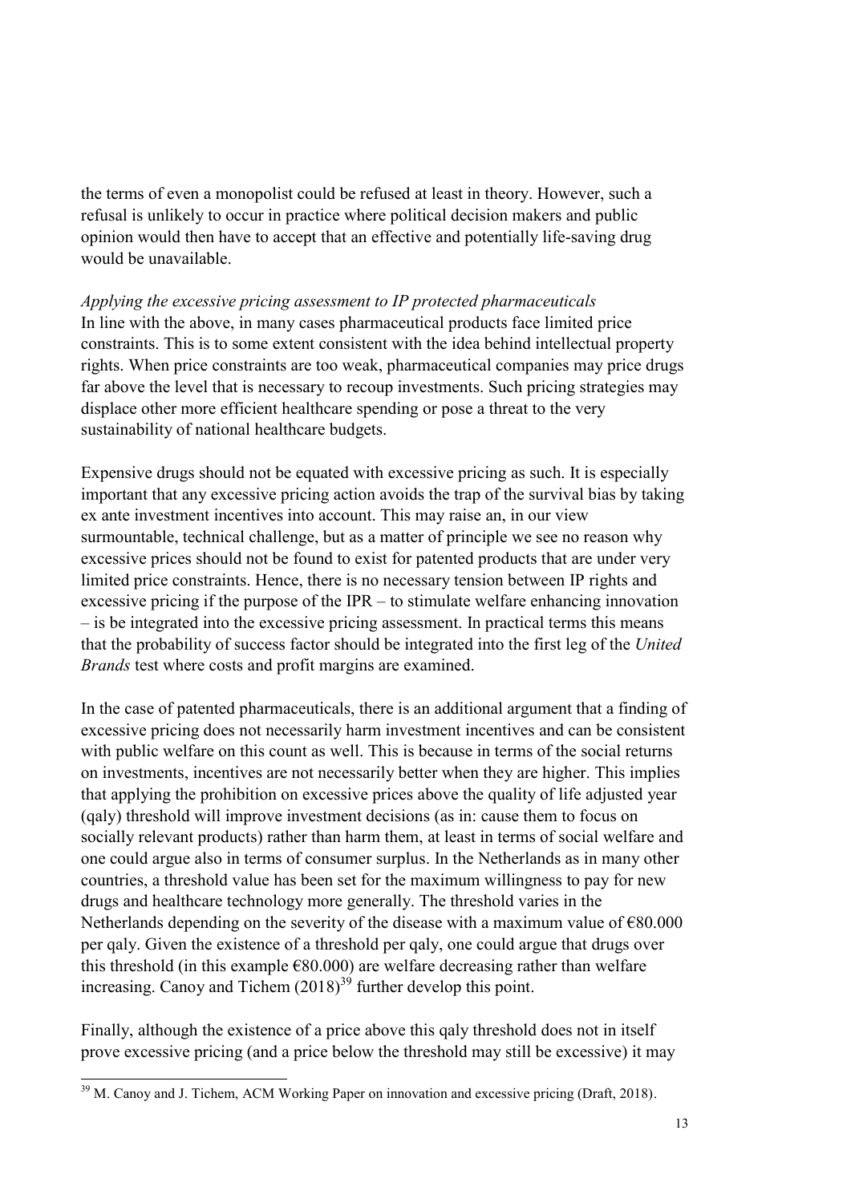the terms of even a monopolist could be refused at least in theory. However, such a refusal is unlikely to occur in practice where political decision makers and public opinion would then have to accept that an effective and potentially life-saving drug would be unavailable.

*Applying the excessive pricing assessment to IP protected pharmaceuticals*

In line with the above, in many cases pharmaceutical products face limited price constraints. This is to some extent consistent with the idea behind intellectual property rights. When price constraints are too weak, pharmaceutical companies may price drugs far above the level that is necessary to recoup investments. Such pricing strategies may displace other more efficient healthcare spending or pose a threat to the very sustainability of national healthcare budgets.

Expensive drugs should not be equated with excessive pricing as such. It is especially important that any excessive pricing action avoids the trap of the survival bias by taking ex ante investment incentives into account. This may raise an, in our view surmountable, technical challenge, but as a matter of principle we see no reason why excessive prices should not be found to exist for patented products that are under very limited price constraints. Hence, there is no necessary tension between IP rights and excessive pricing if the purpose of the IPR – to stimulate welfare enhancing innovation – is be integrated into the excessive pricing assessment. In practical terms this means that the probability of success factor should be integrated into the first leg of the *United Brands* test where costs and profit margins are examined.

In the case of patented pharmaceuticals, there is an additional argument that a finding of excessive pricing does not necessarily harm investment incentives and can be consistent with public welfare on this count as well. This is because in terms of the social returns on investments, incentives are not necessarily better when they are higher. This implies that applying the prohibition on excessive prices above the quality of life adjusted year (qaly) threshold will improve investment decisions (as in: cause them to focus on socially relevant products) rather than harm them, at least in terms of social welfare and one could argue also in terms of consumer surplus. In the Netherlands as in many other countries, a threshold value has been set for the maximum willingness to pay for new drugs and healthcare technology more generally. The threshold varies in the Netherlands depending on the severity of the disease with a maximum value of €80.000 per qaly. Given the existence of a threshold per qaly, one could argue that drugs over this threshold (in this example €80.000) are welfare decreasing rather than welfare increasing. Canoy and Tichem (2018)[39] further develop this point.

Finally, although the existence of a price above this qaly threshold does not in itself prove excessive pricing (and a price below the threshold may still be excessive) it may

[39] M. Canoy and J. Tichem, ACM Working Paper on innovation and excessive pricing (Draft, 2018).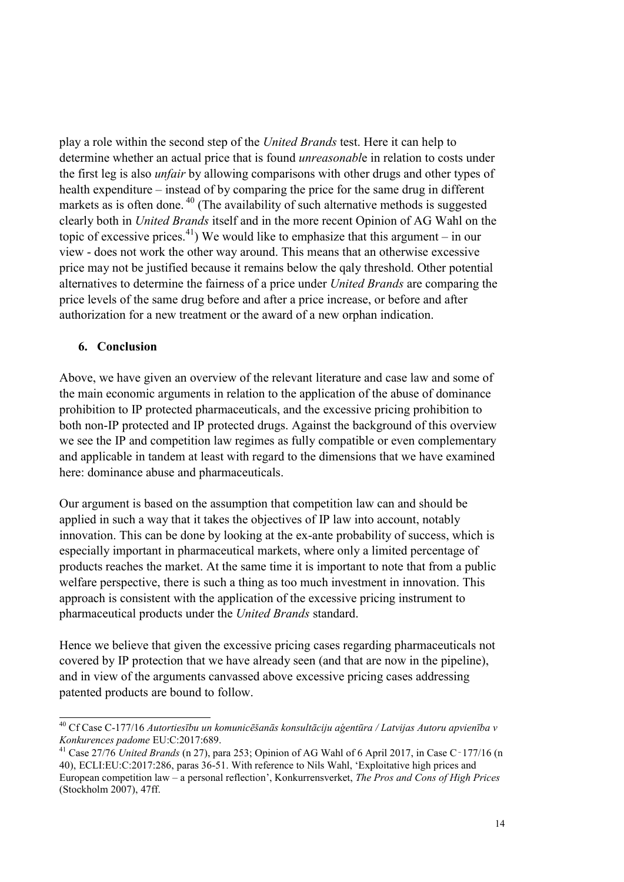play a role within the second step of the *United Brands* test. Here it can help to determine whether an actual price that is found *unreasonable* in relation to costs under the first leg is also *unfair* by allowing comparisons with other drugs and other types of health expenditure – instead of by comparing the price for the same drug in different markets as is often done. [40] (The availability of such alternative methods is suggested clearly both in *United Brands* itself and in the more recent Opinion of AG Wahl on the topic of excessive prices.[41]) We would like to emphasize that this argument – in our view - does not work the other way around. This means that an otherwise excessive price may not be justified because it remains below the qaly threshold. Other potential alternatives to determine the fairness of a price under *United Brands* are comparing the price levels of the same drug before and after a price increase, or before and after authorization for a new treatment or the award of a new orphan indication.

## 6. Conclusion

Above, we have given an overview of the relevant literature and case law and some of the main economic arguments in relation to the application of the abuse of dominance prohibition to IP protected pharmaceuticals, and the excessive pricing prohibition to both non-IP protected and IP protected drugs. Against the background of this overview we see the IP and competition law regimes as fully compatible or even complementary and applicable in tandem at least with regard to the dimensions that we have examined here: dominance abuse and pharmaceuticals.

Our argument is based on the assumption that competition law can and should be applied in such a way that it takes the objectives of IP law into account, notably innovation. This can be done by looking at the ex-ante probability of success, which is especially important in pharmaceutical markets, where only a limited percentage of products reaches the market. At the same time it is important to note that from a public welfare perspective, there is such a thing as too much investment in innovation. This approach is consistent with the application of the excessive pricing instrument to pharmaceutical products under the *United Brands* standard.

Hence we believe that given the excessive pricing cases regarding pharmaceuticals not covered by IP protection that we have already seen (and that are now in the pipeline), and in view of the arguments canvassed above excessive pricing cases addressing patented products are bound to follow.

---

[40] Cf Case C-177/16 *Autortiesību un komunicēšanās konsultāciju aģentūra / Latvijas Autoru apvienība v Konkurences padome* EU:C:2017:689.

[41] Case 27/76 *United Brands* (n 27), para 253; Opinion of AG Wahl of 6 April 2017, in Case C‑177/16 (n 40), ECLI:EU:C:2017:286, paras 36-51. With reference to Nils Wahl, 'Exploitative high prices and European competition law – a personal reflection', Konkurrensverket, *The Pros and Cons of High Prices* (Stockholm 2007), 47ff.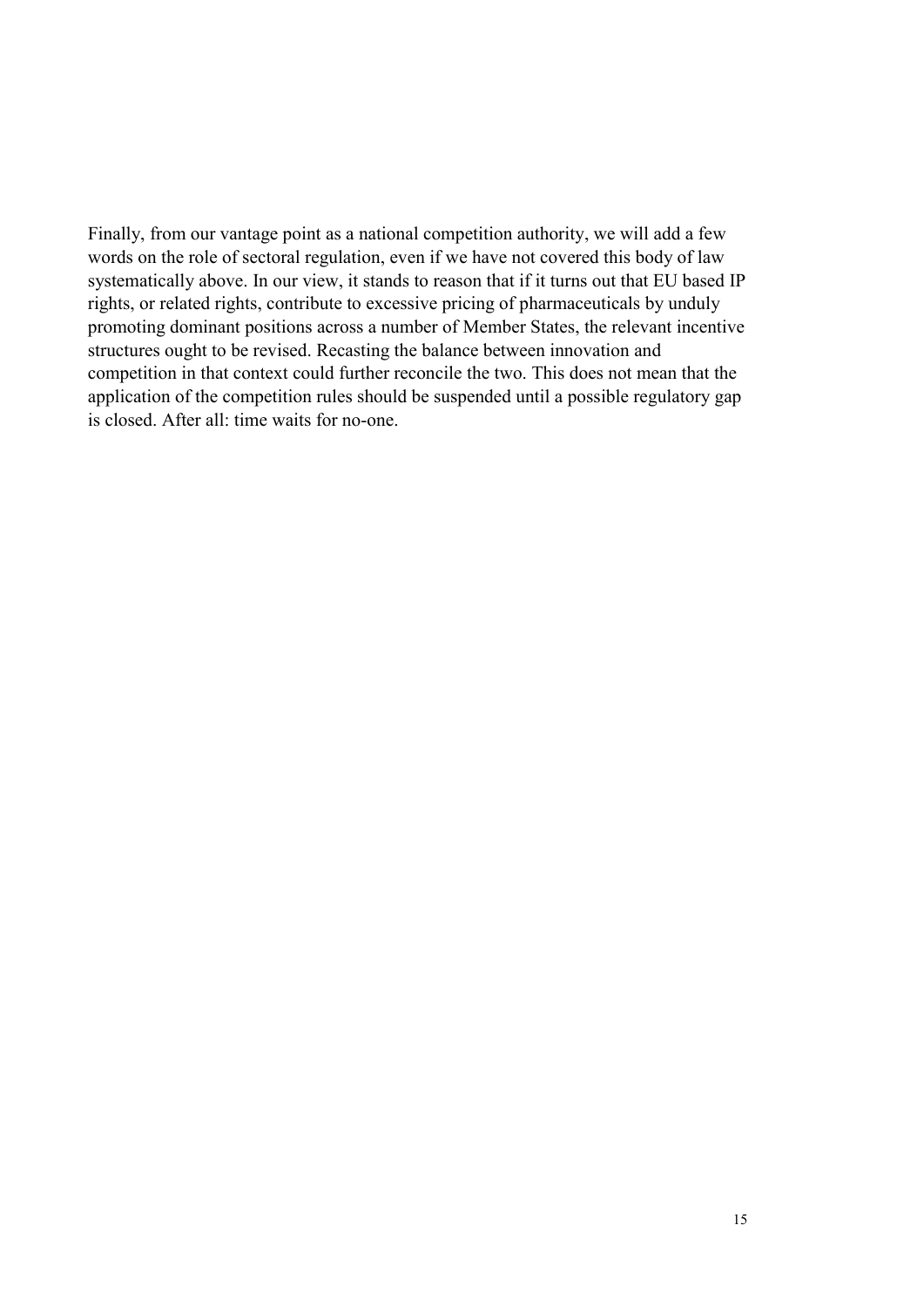Finally, from our vantage point as a national competition authority, we will add a few words on the role of sectoral regulation, even if we have not covered this body of law systematically above. In our view, it stands to reason that if it turns out that EU based IP rights, or related rights, contribute to excessive pricing of pharmaceuticals by unduly promoting dominant positions across a number of Member States, the relevant incentive structures ought to be revised. Recasting the balance between innovation and competition in that context could further reconcile the two. This does not mean that the application of the competition rules should be suspended until a possible regulatory gap is closed. After all: time waits for no-one.